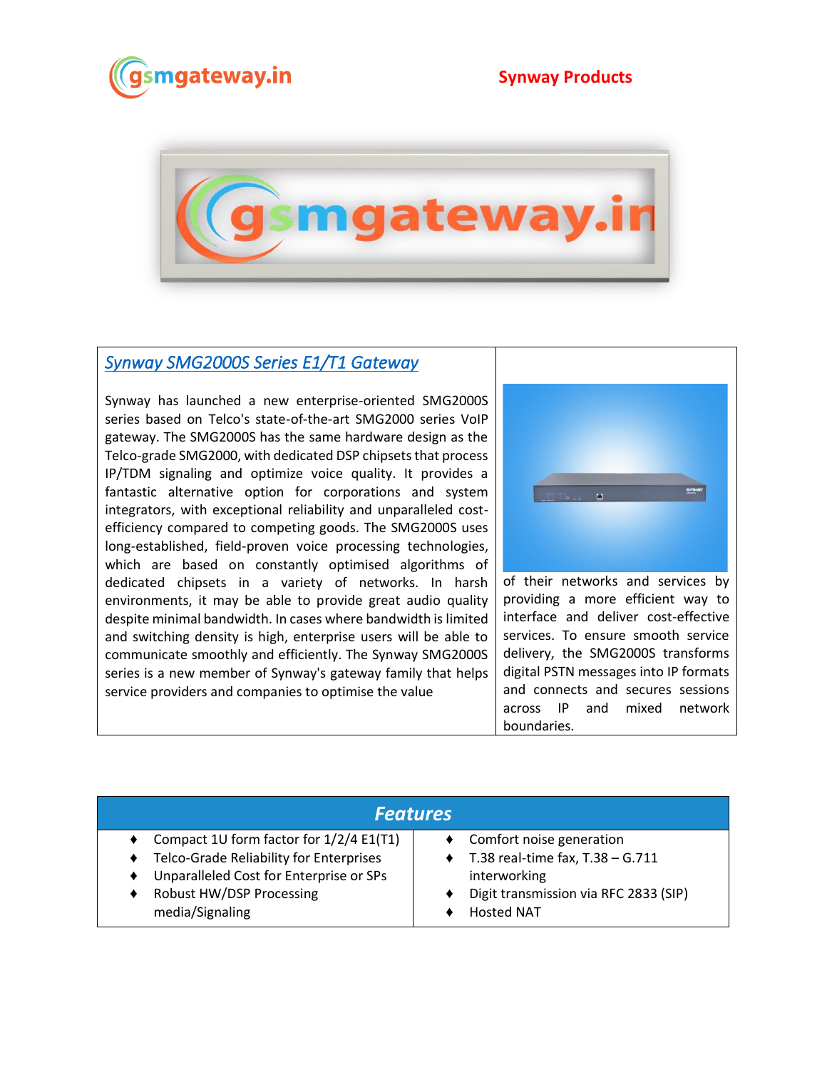Synway Products

## *Synway SMG2000S Series E1/T1 Gateway*

Synway has launched a new enterprise-oriented SMG2000S series based on Telco's state-of-the-art SMG2000 series VoIP gateway. The SMG2000S has the same hardware design as the Telco-grade SMG2000, with dedicated DSP chipsets that process IP/TDM signaling and optimize voice quality. It provides a fantastic alternative option for corporations and system integrators, with exceptional reliability and unparalleled cost-efficiency compared to competing goods. The SMG2000S uses long-established, field-proven voice processing technologies, which are based on constantly optimised algorithms of dedicated chipsets in a variety of networks. In harsh environments, it may be able to provide great audio quality despite minimal bandwidth. In cases where bandwidth is limited and switching density is high, enterprise users will be able to communicate smoothly and efficiently. The Synway SMG2000S series is a new member of Synway's gateway family that helps service providers and companies to optimise the value of their networks and services by providing a more efficient way to interface and deliver cost-effective services. To ensure smooth service delivery, the SMG2000S transforms digital PSTN messages into IP formats and connects and secures sessions across IP and mixed network boundaries.

## *Features*

- Compact 1U form factor for 1/2/4 E1(T1)
- Telco-Grade Reliability for Enterprises
- Unparalleled Cost for Enterprise or SPs
- Robust HW/DSP Processing media/Signaling
- Comfort noise generation
- T.38 real-time fax, T.38 – G.711 interworking
- Digit transmission via RFC 2833 (SIP)
- Hosted NAT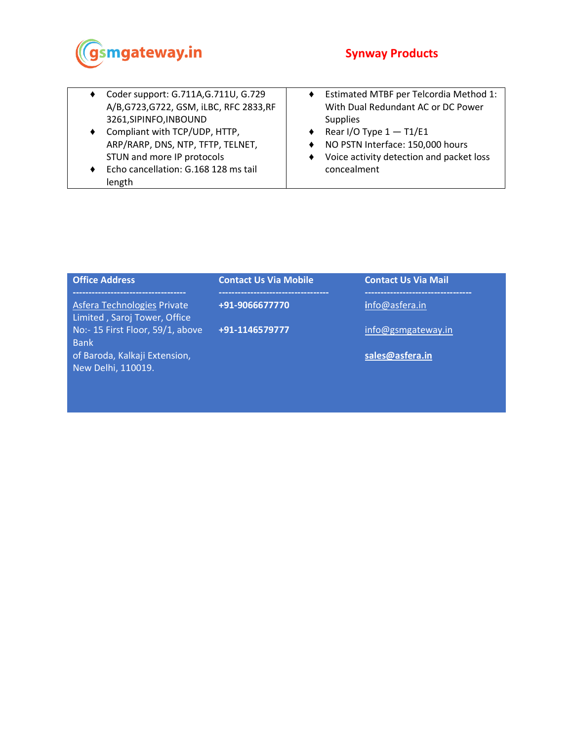| | |
|---|---|
| ♦ Coder support: G.711A,G.711U, G.729 A/B,G723,G722, GSM, iLBC, RFC 2833,RF 3261,SIPINFO,INBOUND<br>♦ Compliant with TCP/UDP, HTTP, ARP/RARP, DNS, NTP, TFTP, TELNET, STUN and more IP protocols<br>♦ Echo cancellation: G.168 128 ms tail length | ♦ Estimated MTBF per Telcordia Method 1: With Dual Redundant AC or DC Power Supplies<br>♦ Rear I/O Type 1 — T1/E1<br>♦ NO PSTN Interface: 150,000 hours<br>♦ Voice activity detection and packet loss concealment |

| Office Address | Contact Us Via Mobile | Contact Us Via Mail |
|---|---|---|
| Asfera Technologies Private Limited , Saroj Tower, Office No:- 15 First Floor, 59/1, above Bank of Baroda, Kalkaji Extension, New Delhi, 110019. | **+91-9066677770**<br><br>**+91-1146579777** | info@asfera.in<br><br>info@gsmgateway.in<br><br>**sales@asfera.in** |